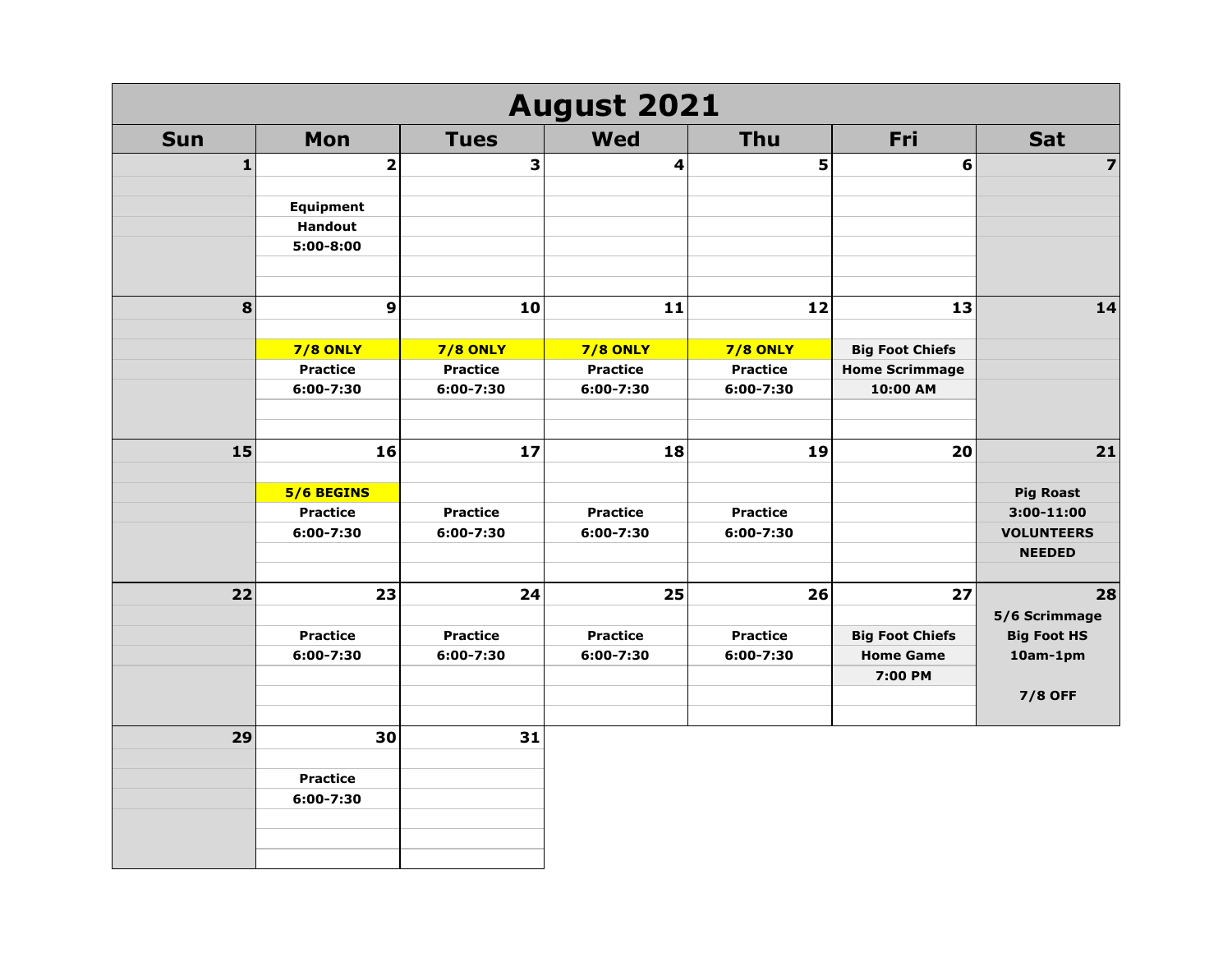# August 2021

| Sun | Mon | Tues | Wed | Thu | Fri | Sat |
|---|---|---|---|---|---|---|
| 1 | 2<br>Equipment Handout 5:00-8:00 | 3 | 4 | 5 | 6 | 7 |
| 8 | 9<br>7/8 ONLY<br>Practice 6:00-7:30 | 10<br>7/8 ONLY<br>Practice 6:00-7:30 | 11<br>7/8 ONLY<br>Practice 6:00-7:30 | 12<br>7/8 ONLY<br>Practice 6:00-7:30 | 13<br>Big Foot Chiefs Home Scrimmage 10:00 AM | 14 |
| 15 | 16<br>5/6 BEGINS<br>Practice 6:00-7:30 | 17<br>Practice 6:00-7:30 | 18<br>Practice 6:00-7:30 | 19<br>Practice 6:00-7:30 | 20 | 21<br>Pig Roast 3:00-11:00 VOLUNTEERS NEEDED |
| 22 | 23<br>Practice 6:00-7:30 | 24<br>Practice 6:00-7:30 | 25<br>Practice 6:00-7:30 | 26<br>Practice 6:00-7:30 | 27<br>Big Foot Chiefs Home Game 7:00 PM | 28<br>5/6 Scrimmage Big Foot HS 10am-1pm<br>7/8 OFF |
| 29 | 30<br>Practice 6:00-7:30 | 31 | | | | |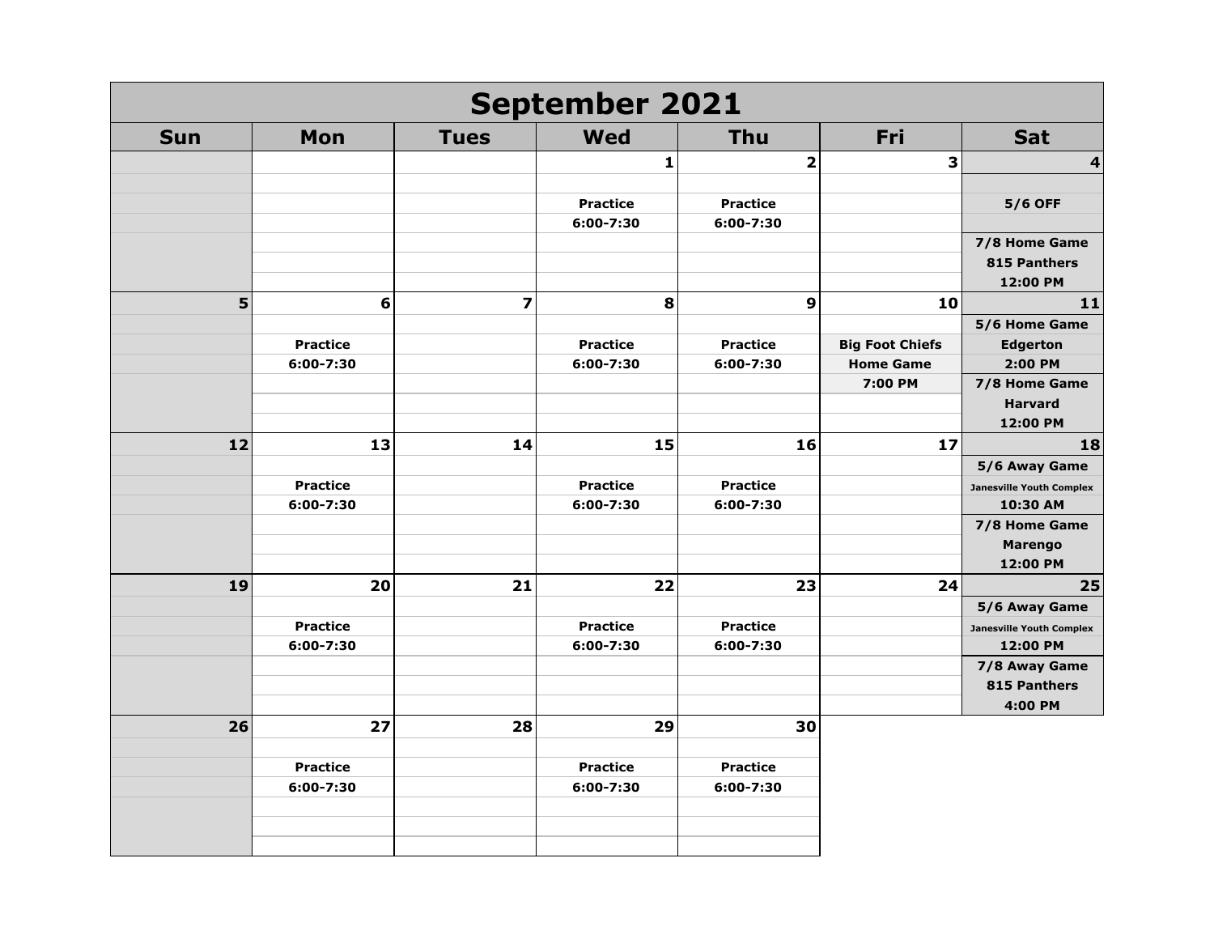# September 2021

| Sun | Mon | Tues | Wed | Thu | Fri | Sat |
|---|---|---|---|---|---|---|
| | | | 1<br>Practice<br>6:00-7:30 | 2<br>Practice<br>6:00-7:30 | 3 | 4<br>5/6 OFF<br>7/8 Home Game<br>815 Panthers<br>12:00 PM |
| 5 | 6<br>Practice<br>6:00-7:30 | 7 | 8<br>Practice<br>6:00-7:30 | 9<br>Practice<br>6:00-7:30 | 10<br>Big Foot Chiefs<br>Home Game<br>7:00 PM | 11<br>5/6 Home Game<br>Edgerton<br>2:00 PM<br>7/8 Home Game<br>Harvard<br>12:00 PM |
| 12 | 13<br>Practice<br>6:00-7:30 | 14 | 15<br>Practice<br>6:00-7:30 | 16<br>Practice<br>6:00-7:30 | 17 | 18<br>5/6 Away Game<br>Janesville Youth Complex<br>10:30 AM<br>7/8 Home Game<br>Marengo<br>12:00 PM |
| 19 | 20<br>Practice<br>6:00-7:30 | 21 | 22<br>Practice<br>6:00-7:30 | 23<br>Practice<br>6:00-7:30 | 24 | 25<br>5/6 Away Game<br>Janesville Youth Complex<br>12:00 PM<br>7/8 Away Game<br>815 Panthers<br>4:00 PM |
| 26 | 27<br>Practice<br>6:00-7:30 | 28 | 29<br>Practice<br>6:00-7:30 | 30<br>Practice<br>6:00-7:30 | | |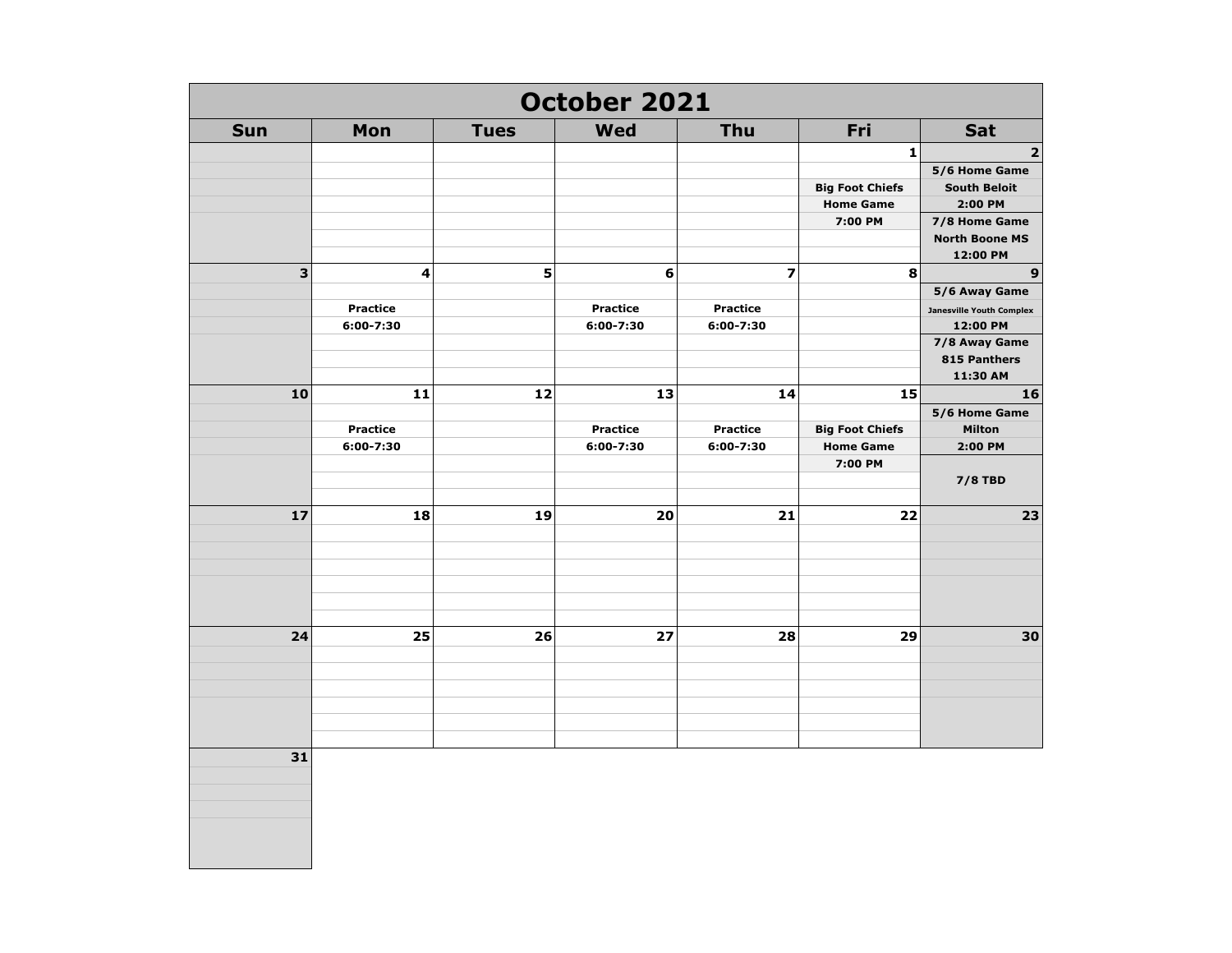# October 2021

| Sun | Mon | Tues | Wed | Thu | Fri | Sat |
|---|---|---|---|---|---|---|
| | | | | | **1**<br><br>**Big Foot Chiefs**<br>**Home Game**<br>**7:00 PM** | **2**<br>**5/6 Home Game**<br>**South Beloit**<br>**2:00 PM**<br>**7/8 Home Game**<br>**North Boone MS**<br>**12:00 PM** |
| **3** | **4**<br><br>**Practice**<br>**6:00-7:30** | **5** | **6**<br><br>**Practice**<br>**6:00-7:30** | **7**<br><br>**Practice**<br>**6:00-7:30** | **8** | **9**<br>**5/6 Away Game**<br>**Janesville Youth Complex**<br>**12:00 PM**<br>**7/8 Away Game**<br>**815 Panthers**<br>**11:30 AM** |
| **10** | **11**<br><br>**Practice**<br>**6:00-7:30** | **12** | **13**<br><br>**Practice**<br>**6:00-7:30** | **14**<br><br>**Practice**<br>**6:00-7:30** | **15**<br><br>**Big Foot Chiefs**<br>**Home Game**<br>**7:00 PM** | **16**<br>**5/6 Home Game**<br>**Milton**<br>**2:00 PM**<br><br>**7/8 TBD** |
| **17** | **18** | **19** | **20** | **21** | **22** | **23** |
| **24** | **25** | **26** | **27** | **28** | **29** | **30** |
| **31** | | | | | | |